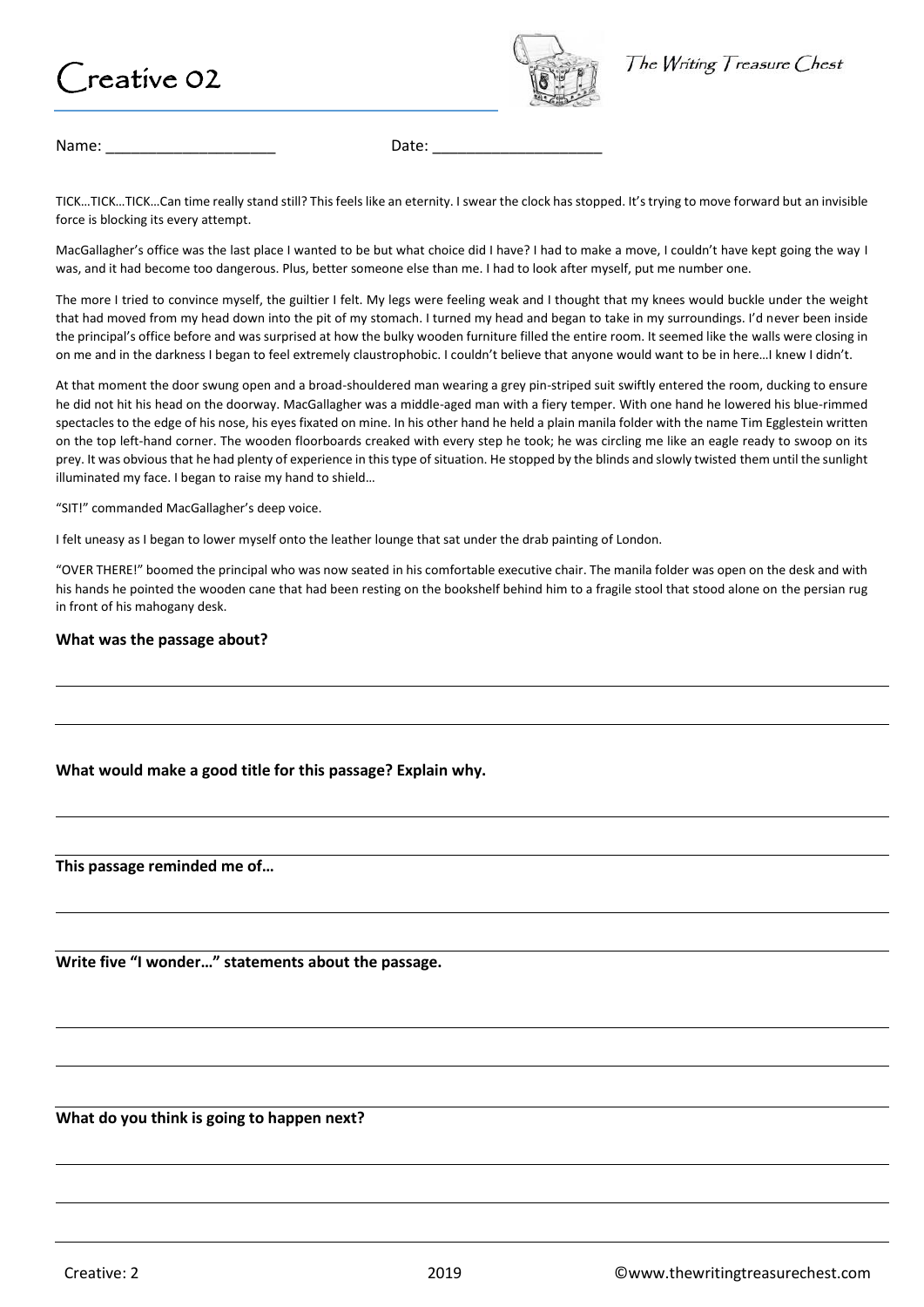# Creative 02

*The Writing Treasure Chest*

Name: ____________________ Date: ____________________

TICK…TICK…TICK…Can time really stand still? This feels like an eternity. I swear the clock has stopped. It's trying to move forward but an invisible force is blocking its every attempt.

MacGallagher's office was the last place I wanted to be but what choice did I have? I had to make a move, I couldn't have kept going the way I was, and it had become too dangerous. Plus, better someone else than me. I had to look after myself, put me number one.

The more I tried to convince myself, the guiltier I felt. My legs were feeling weak and I thought that my knees would buckle under the weight that had moved from my head down into the pit of my stomach. I turned my head and began to take in my surroundings. I'd never been inside the principal's office before and was surprised at how the bulky wooden furniture filled the entire room. It seemed like the walls were closing in on me and in the darkness I began to feel extremely claustrophobic. I couldn't believe that anyone would want to be in here…I knew I didn't.

At that moment the door swung open and a broad-shouldered man wearing a grey pin-striped suit swiftly entered the room, ducking to ensure he did not hit his head on the doorway. MacGallagher was a middle-aged man with a fiery temper. With one hand he lowered his blue-rimmed spectacles to the edge of his nose, his eyes fixated on mine. In his other hand he held a plain manila folder with the name Tim Egglestein written on the top left-hand corner. The wooden floorboards creaked with every step he took; he was circling me like an eagle ready to swoop on its prey. It was obvious that he had plenty of experience in this type of situation. He stopped by the blinds and slowly twisted them until the sunlight illuminated my face. I began to raise my hand to shield…

"SIT!" commanded MacGallagher's deep voice.

I felt uneasy as I began to lower myself onto the leather lounge that sat under the drab painting of London.

"OVER THERE!" boomed the principal who was now seated in his comfortable executive chair. The manila folder was open on the desk and with his hands he pointed the wooden cane that had been resting on the bookshelf behind him to a fragile stool that stood alone on the persian rug in front of his mahogany desk.

**What was the passage about?**

______________________________________________________________________

______________________________________________________________________

**What would make a good title for this passage? Explain why.**

______________________________________________________________________

______________________________________________________________________

**This passage reminded me of…**

______________________________________________________________________

______________________________________________________________________

**Write five "I wonder…" statements about the passage.**

______________________________________________________________________

______________________________________________________________________

______________________________________________________________________

**What do you think is going to happen next?**

______________________________________________________________________

______________________________________________________________________

______________________________________________________________________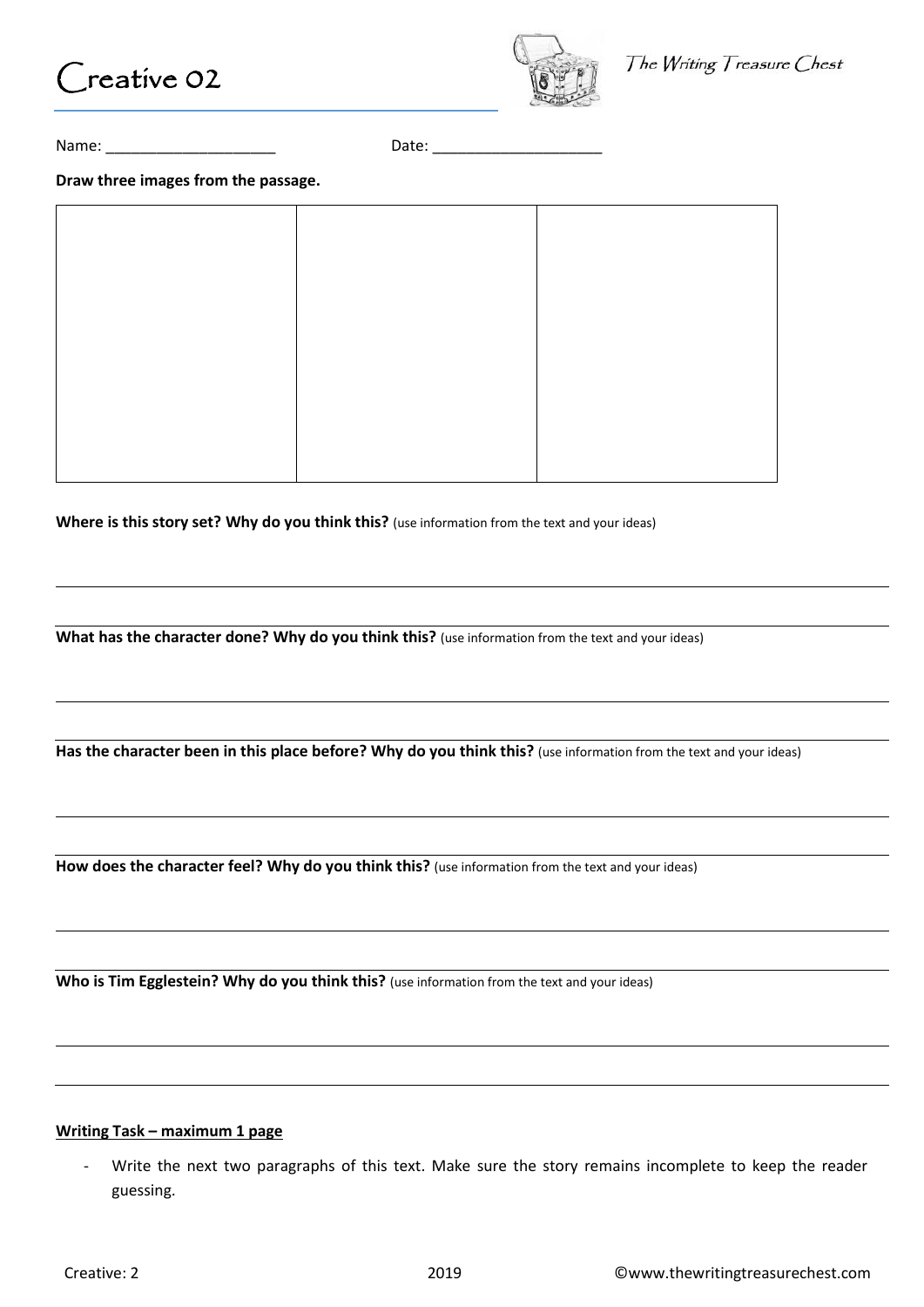# Creative 02

*The Writing Treasure Chest*

Name: ____________________ Date: ____________________

**Draw three images from the passage.**

| | | |
|---|---|---|
| | | |

**Where is this story set? Why do you think this?** (use information from the text and your ideas)

**What has the character done? Why do you think this?** (use information from the text and your ideas)

**Has the character been in this place before? Why do you think this?** (use information from the text and your ideas)

**How does the character feel? Why do you think this?** (use information from the text and your ideas)

**Who is Tim Egglestein? Why do you think this?** (use information from the text and your ideas)

**Writing Task – maximum 1 page**

- Write the next two paragraphs of this text. Make sure the story remains incomplete to keep the reader guessing.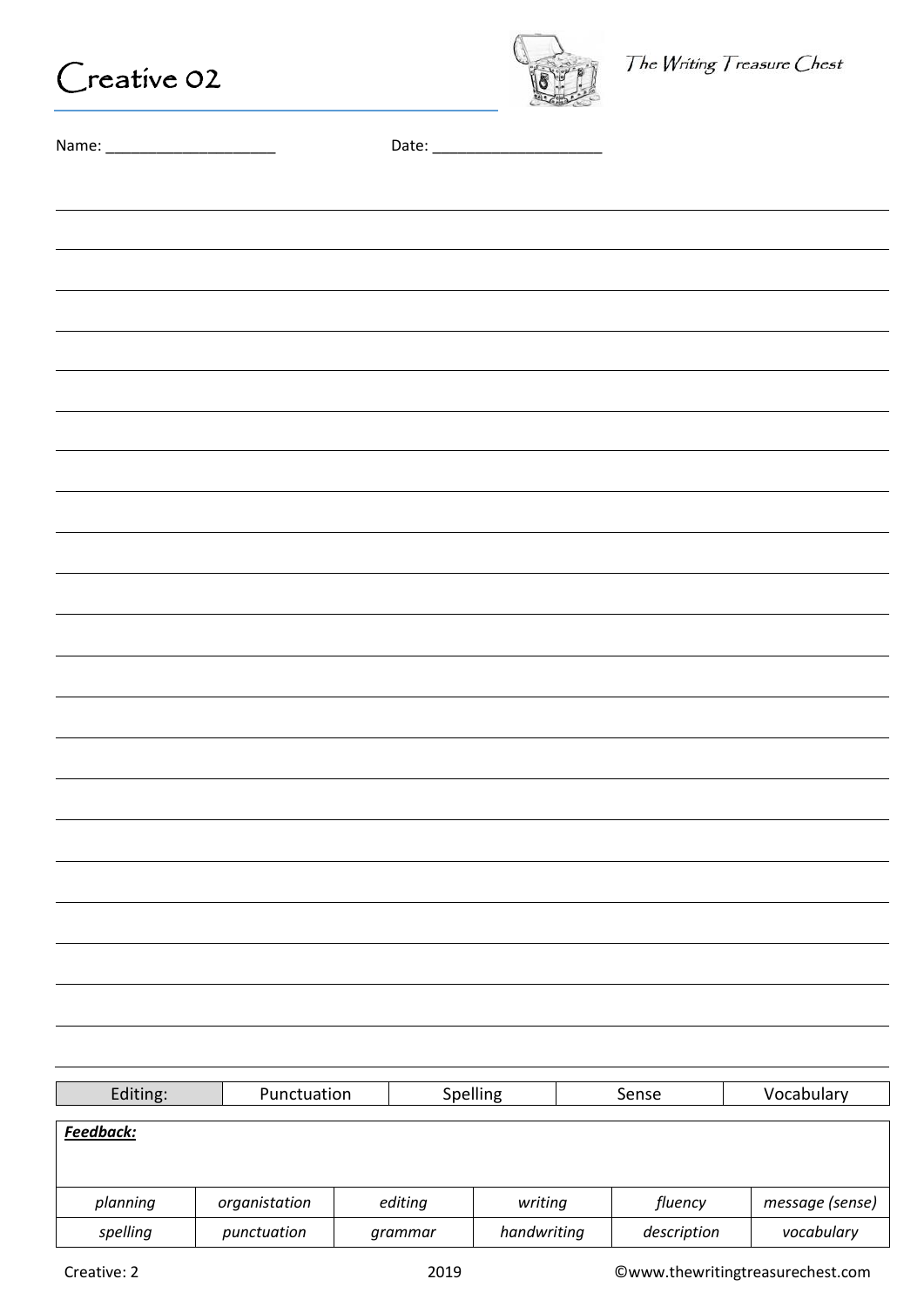# Creative 02

*The Writing Treasure Chest*

Name: ____________________ Date: ____________________

| Editing: | Punctuation | Spelling | Sense | Vocabulary |
|---|---|---|---|---|

***Feedback:***

| | | | | | |
|---|---|---|---|---|---|
| *planning* | *organistation* | *editing* | *writing* | *fluency* | *message (sense)* |
| *spelling* | *punctuation* | *grammar* | *handwriting* | *description* | *vocabulary* |

Creative: 2 2019 ©www.thewritingtreasurechest.com